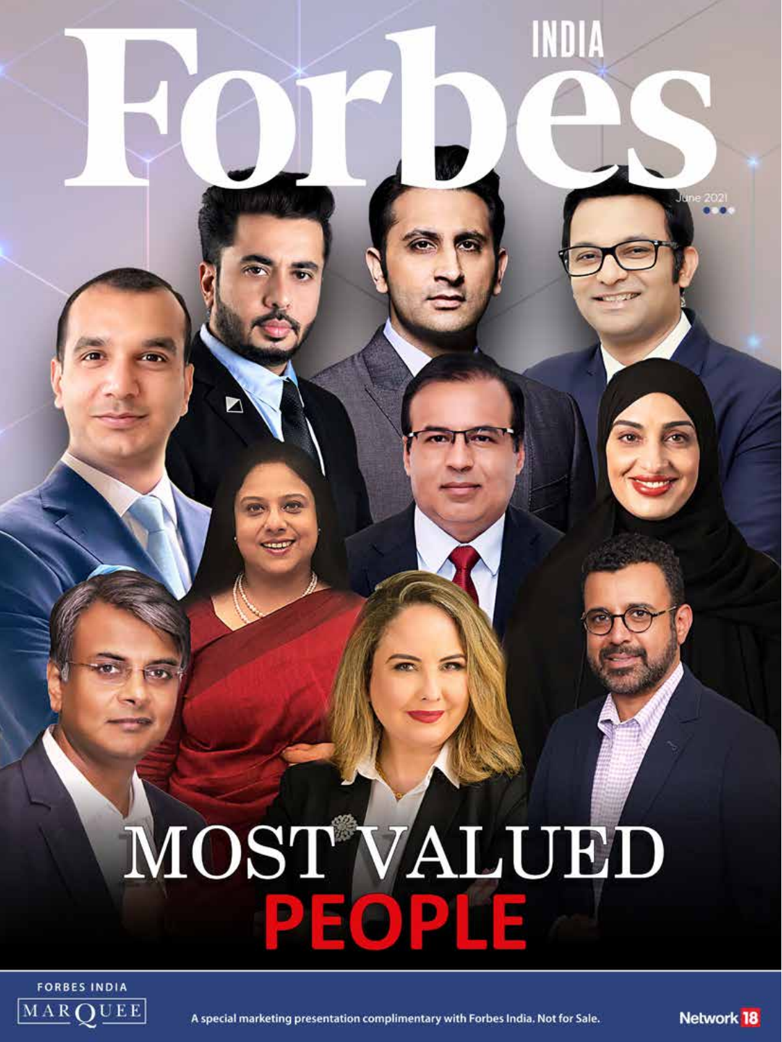# Forbes INDIA

June 2021

# MOST VALUED PEOPLE

FORBES INDIA MARQUEE

A special marketing presentation complimentary with Forbes India. Not for Sale.

Network 18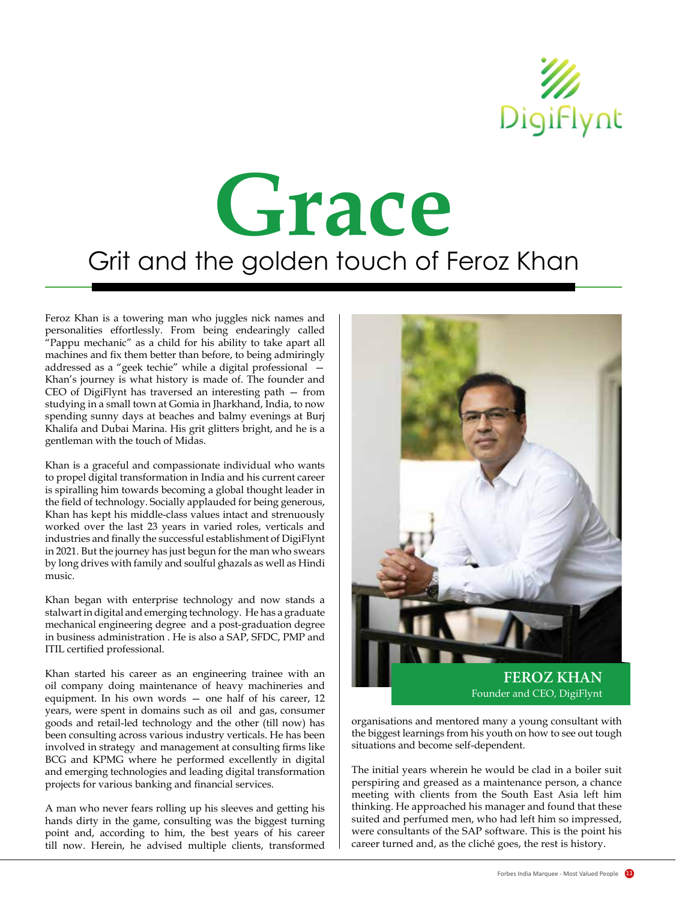# Grace

## Grit and the golden touch of Feroz Khan

Feroz Khan is a towering man who juggles nick names and personalities effortlessly. From being endearingly called "Pappu mechanic" as a child for his ability to take apart all machines and fix them better than before, to being admiringly addressed as a "geek techie" while a digital professional — Khan's journey is what history is made of. The founder and CEO of DigiFlynt has traversed an interesting path — from studying in a small town at Gomia in Jharkhand, India, to now spending sunny days at beaches and balmy evenings at Burj Khalifa and Dubai Marina. His grit glitters bright, and he is a gentleman with the touch of Midas.

Khan is a graceful and compassionate individual who wants to propel digital transformation in India and his current career is spiralling him towards becoming a global thought leader in the field of technology. Socially applauded for being generous, Khan has kept his middle-class values intact and strenuously worked over the last 23 years in varied roles, verticals and industries and finally the successful establishment of DigiFlynt in 2021. But the journey has just begun for the man who swears by long drives with family and soulful ghazals as well as Hindi music.

Khan began with enterprise technology and now stands a stalwart in digital and emerging technology. He has a graduate mechanical engineering degree and a post-graduation degree in business administration . He is also a SAP, SFDC, PMP and ITIL certified professional.

Khan started his career as an engineering trainee with an oil company doing maintenance of heavy machineries and equipment. In his own words — one half of his career, 12 years, were spent in domains such as oil and gas, consumer goods and retail-led technology and the other (till now) has been consulting across various industry verticals. He has been involved in strategy and management at consulting firms like BCG and KPMG where he performed excellently in digital and emerging technologies and leading digital transformation projects for various banking and financial services.

A man who never fears rolling up his sleeves and getting his hands dirty in the game, consulting was the biggest turning point and, according to him, the best years of his career till now. Herein, he advised multiple clients, transformed organisations and mentored many a young consultant with the biggest learnings from his youth on how to see out tough situations and become self-dependent.

**FEROZ KHAN**
Founder and CEO, DigiFlynt

The initial years wherein he would be clad in a boiler suit perspiring and greased as a maintenance person, a chance meeting with clients from the South East Asia left him thinking. He approached his manager and found that these suited and perfumed men, who had left him so impressed, were consultants of the SAP software. This is the point his career turned and, as the cliché goes, the rest is history.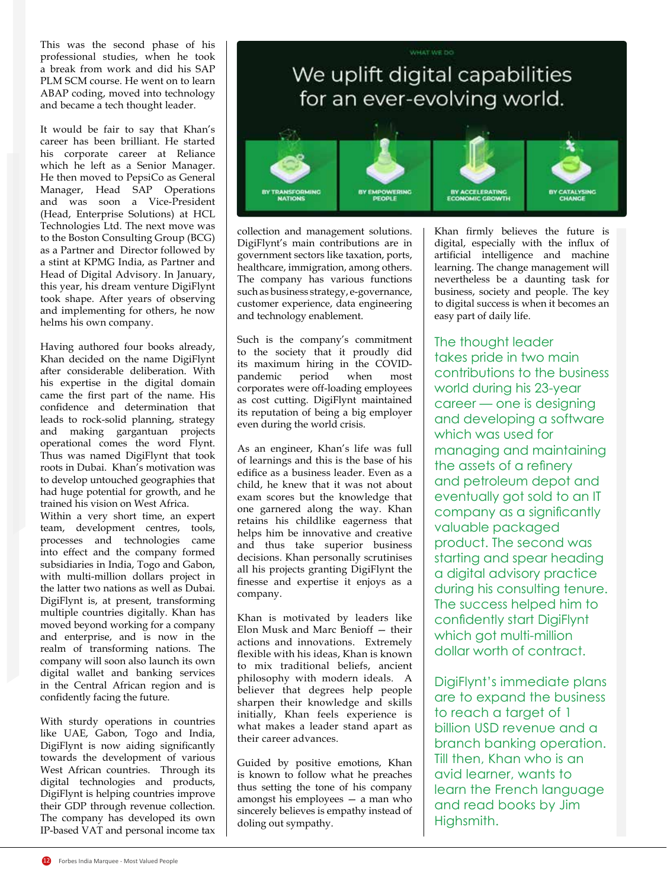This was the second phase of his professional studies, when he took a break from work and did his SAP PLM SCM course. He went on to learn ABAP coding, moved into technology and became a tech thought leader.

It would be fair to say that Khan's career has been brilliant. He started his corporate career at Reliance which he left as a Senior Manager. He then moved to PepsiCo as General Manager, Head SAP Operations and was soon a Vice-President (Head, Enterprise Solutions) at HCL Technologies Ltd. The next move was to the Boston Consulting Group (BCG) as a Partner and Director followed by a stint at KPMG India, as Partner and Head of Digital Advisory. In January, this year, his dream venture DigiFlynt took shape. After years of observing and implementing for others, he now helms his own company.

Having authored four books already, Khan decided on the name DigiFlynt after considerable deliberation. With his expertise in the digital domain came the first part of the name. His confidence and determination that leads to rock-solid planning, strategy and making gargantuan projects operational comes the word Flynt. Thus was named DigiFlynt that took roots in Dubai. Khan's motivation was to develop untouched geographies that had huge potential for growth, and he trained his vision on West Africa.
Within a very short time, an expert team, development centres, tools, processes and technologies came into effect and the company formed subsidiaries in India, Togo and Gabon, with multi-million dollars project in the latter two nations as well as Dubai. DigiFlynt is, at present, transforming multiple countries digitally. Khan has moved beyond working for a company and enterprise, and is now in the realm of transforming nations. The company will soon also launch its own digital wallet and banking services in the Central African region and is confidently facing the future.

With sturdy operations in countries like UAE, Gabon, Togo and India, DigiFlynt is now aiding significantly towards the development of various West African countries. Through its digital technologies and products, DigiFlynt is helping countries improve their GDP through revenue collection. The company has developed its own IP-based VAT and personal income tax collection and management solutions. DigiFlynt's main contributions are in government sectors like taxation, ports, healthcare, immigration, among others. The company has various functions such as business strategy, e-governance, customer experience, data engineering and technology enablement.

WHAT WE DO

We uplift digital capabilities for an ever-evolving world.

BY TRANSFORMING NATIONS

BY EMPOWERING PEOPLE

BY ACCELERATING ECONOMIC GROWTH

BY CATALYSING CHANGE

Such is the company's commitment to the society that it proudly did its maximum hiring in the COVID-pandemic period when most corporates were off-loading employees as cost cutting. DigiFlynt maintained its reputation of being a big employer even during the world crisis.

As an engineer, Khan's life was full of learnings and this is the base of his edifice as a business leader. Even as a child, he knew that it was not about exam scores but the knowledge that one garnered along the way. Khan retains his childlike eagerness that helps him be innovative and creative and thus take superior business decisions. Khan personally scrutinises all his projects granting DigiFlynt the finesse and expertise it enjoys as a company.

Khan is motivated by leaders like Elon Musk and Marc Benioff – their actions and innovations. Extremely flexible with his ideas, Khan is known to mix traditional beliefs, ancient philosophy with modern ideals. A believer that degrees help people sharpen their knowledge and skills initially, Khan feels experience is what makes a leader stand apart as their career advances.

Guided by positive emotions, Khan is known to follow what he preaches thus setting the tone of his company amongst his employees – a man who sincerely believes is empathy instead of doling out sympathy.

Khan firmly believes the future is digital, especially with the influx of artificial intelligence and machine learning. The change management will nevertheless be a daunting task for business, society and people. The key to digital success is when it becomes an easy part of daily life.

The thought leader takes pride in two main contributions to the business world during his 23-year career — one is designing and developing a software which was used for managing and maintaining the assets of a refinery and petroleum depot and eventually got sold to an IT company as a significantly valuable packaged product. The second was starting and spear heading a digital advisory practice during his consulting tenure. The success helped him to confidently start DigiFlynt which got multi-million dollar worth of contract.

DigiFlynt's immediate plans are to expand the business to reach a target of 1 billion USD revenue and a branch banking operation. Till then, Khan who is an avid learner, wants to learn the French language and read books by Jim Highsmith.